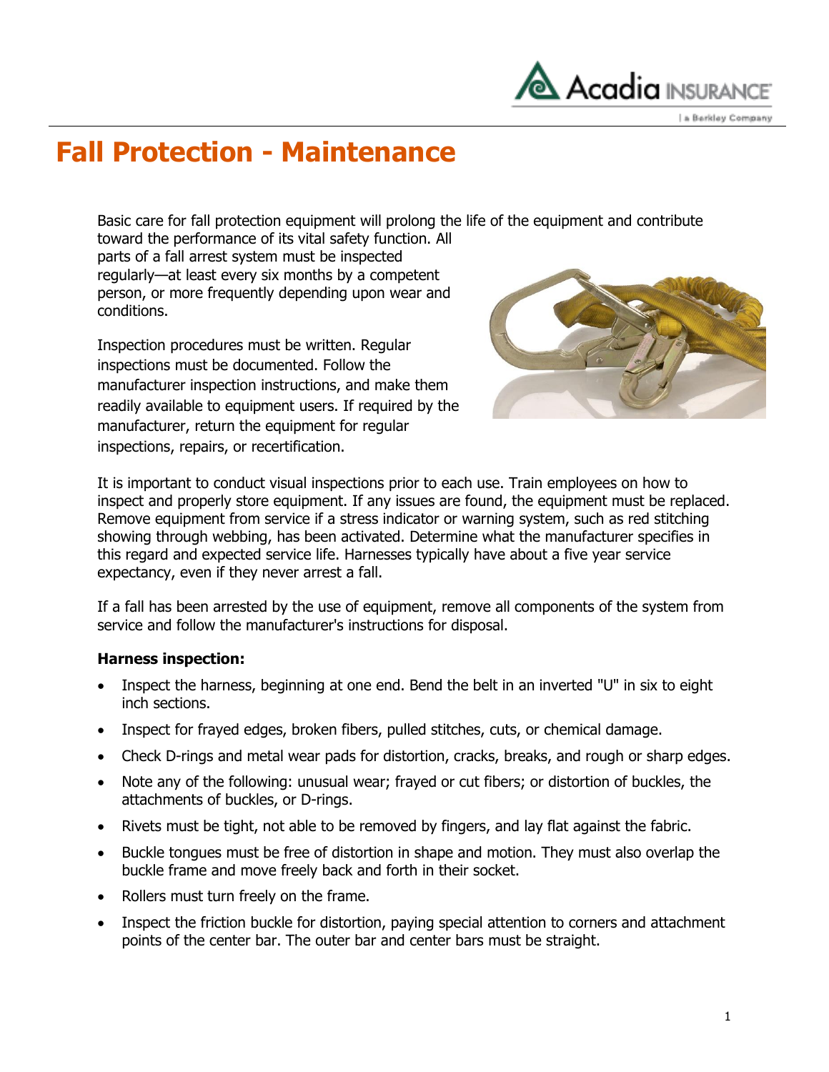# Fall Protection - Maintenance

Basic care for fall protection equipment will prolong the life of the equipment and contribute toward the performance of its vital safety function. All parts of a fall arrest system must be inspected regularly—at least every six months by a competent person, or more frequently depending upon wear and conditions.

Inspection procedures must be written. Regular inspections must be documented. Follow the manufacturer inspection instructions, and make them readily available to equipment users. If required by the manufacturer, return the equipment for regular inspections, repairs, or recertification.

It is important to conduct visual inspections prior to each use. Train employees on how to inspect and properly store equipment. If any issues are found, the equipment must be replaced. Remove equipment from service if a stress indicator or warning system, such as red stitching showing through webbing, has been activated. Determine what the manufacturer specifies in this regard and expected service life. Harnesses typically have about a five year service expectancy, even if they never arrest a fall.

If a fall has been arrested by the use of equipment, remove all components of the system from service and follow the manufacturer's instructions for disposal.

**Harness inspection:**

- Inspect the harness, beginning at one end. Bend the belt in an inverted "U" in six to eight inch sections.
- Inspect for frayed edges, broken fibers, pulled stitches, cuts, or chemical damage.
- Check D-rings and metal wear pads for distortion, cracks, breaks, and rough or sharp edges.
- Note any of the following: unusual wear; frayed or cut fibers; or distortion of buckles, the attachments of buckles, or D-rings.
- Rivets must be tight, not able to be removed by fingers, and lay flat against the fabric.
- Buckle tongues must be free of distortion in shape and motion. They must also overlap the buckle frame and move freely back and forth in their socket.
- Rollers must turn freely on the frame.
- Inspect the friction buckle for distortion, paying special attention to corners and attachment points of the center bar. The outer bar and center bars must be straight.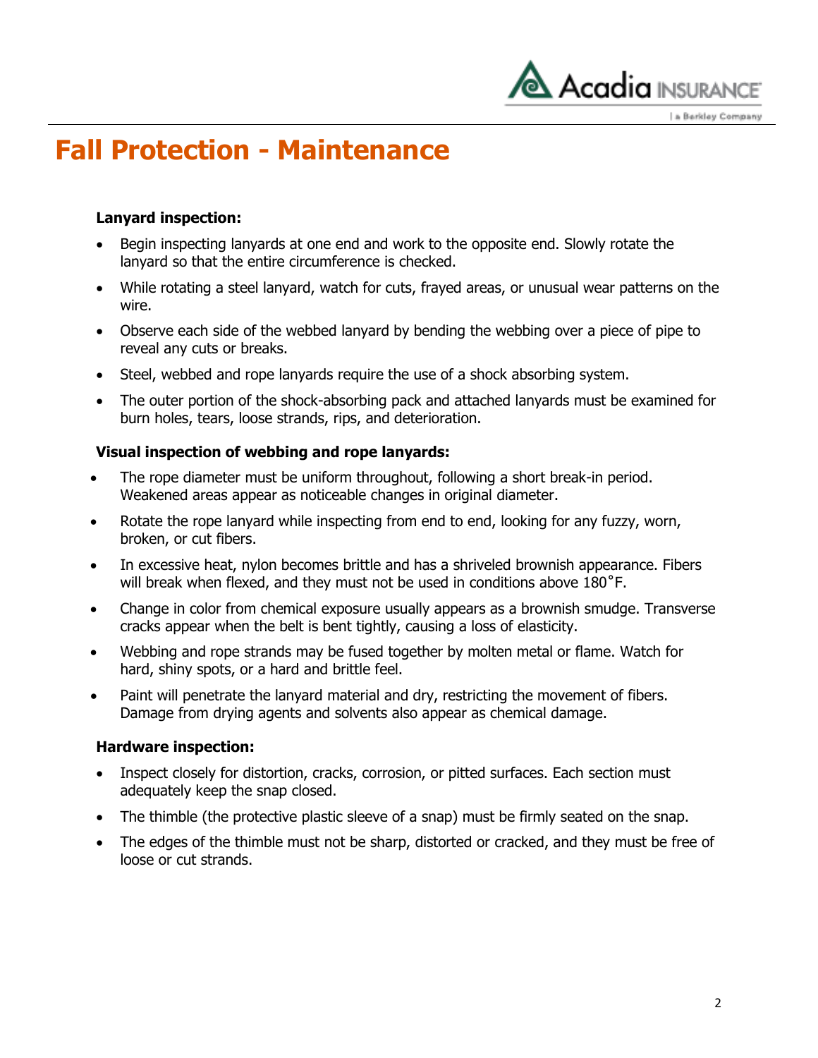# Fall Protection - Maintenance

**Lanyard inspection:**

- Begin inspecting lanyards at one end and work to the opposite end. Slowly rotate the lanyard so that the entire circumference is checked.
- While rotating a steel lanyard, watch for cuts, frayed areas, or unusual wear patterns on the wire.
- Observe each side of the webbed lanyard by bending the webbing over a piece of pipe to reveal any cuts or breaks.
- Steel, webbed and rope lanyards require the use of a shock absorbing system.
- The outer portion of the shock-absorbing pack and attached lanyards must be examined for burn holes, tears, loose strands, rips, and deterioration.

**Visual inspection of webbing and rope lanyards:**

- The rope diameter must be uniform throughout, following a short break-in period. Weakened areas appear as noticeable changes in original diameter.
- Rotate the rope lanyard while inspecting from end to end, looking for any fuzzy, worn, broken, or cut fibers.
- In excessive heat, nylon becomes brittle and has a shriveled brownish appearance. Fibers will break when flexed, and they must not be used in conditions above 180˚F.
- Change in color from chemical exposure usually appears as a brownish smudge. Transverse cracks appear when the belt is bent tightly, causing a loss of elasticity.
- Webbing and rope strands may be fused together by molten metal or flame. Watch for hard, shiny spots, or a hard and brittle feel.
- Paint will penetrate the lanyard material and dry, restricting the movement of fibers. Damage from drying agents and solvents also appear as chemical damage.

**Hardware inspection:**

- Inspect closely for distortion, cracks, corrosion, or pitted surfaces. Each section must adequately keep the snap closed.
- The thimble (the protective plastic sleeve of a snap) must be firmly seated on the snap.
- The edges of the thimble must not be sharp, distorted or cracked, and they must be free of loose or cut strands.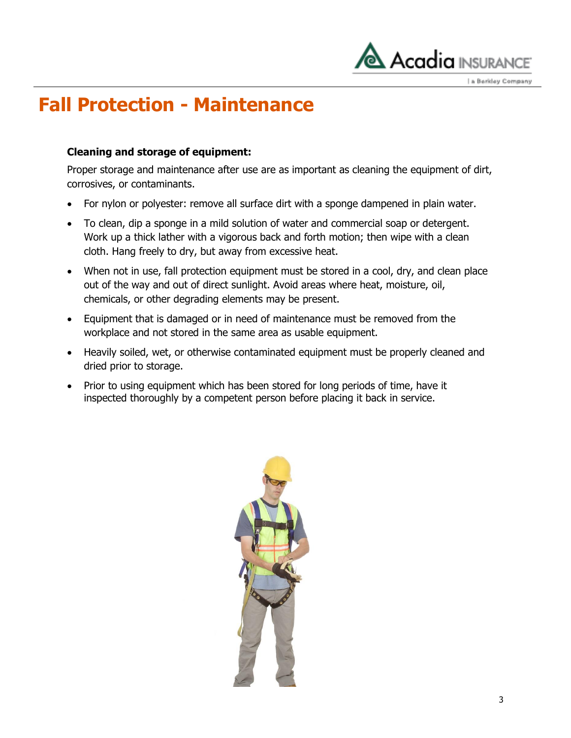# Fall Protection - Maintenance

**Cleaning and storage of equipment:**

Proper storage and maintenance after use are as important as cleaning the equipment of dirt, corrosives, or contaminants.

- For nylon or polyester: remove all surface dirt with a sponge dampened in plain water.
- To clean, dip a sponge in a mild solution of water and commercial soap or detergent. Work up a thick lather with a vigorous back and forth motion; then wipe with a clean cloth. Hang freely to dry, but away from excessive heat.
- When not in use, fall protection equipment must be stored in a cool, dry, and clean place out of the way and out of direct sunlight. Avoid areas where heat, moisture, oil, chemicals, or other degrading elements may be present.
- Equipment that is damaged or in need of maintenance must be removed from the workplace and not stored in the same area as usable equipment.
- Heavily soiled, wet, or otherwise contaminated equipment must be properly cleaned and dried prior to storage.
- Prior to using equipment which has been stored for long periods of time, have it inspected thoroughly by a competent person before placing it back in service.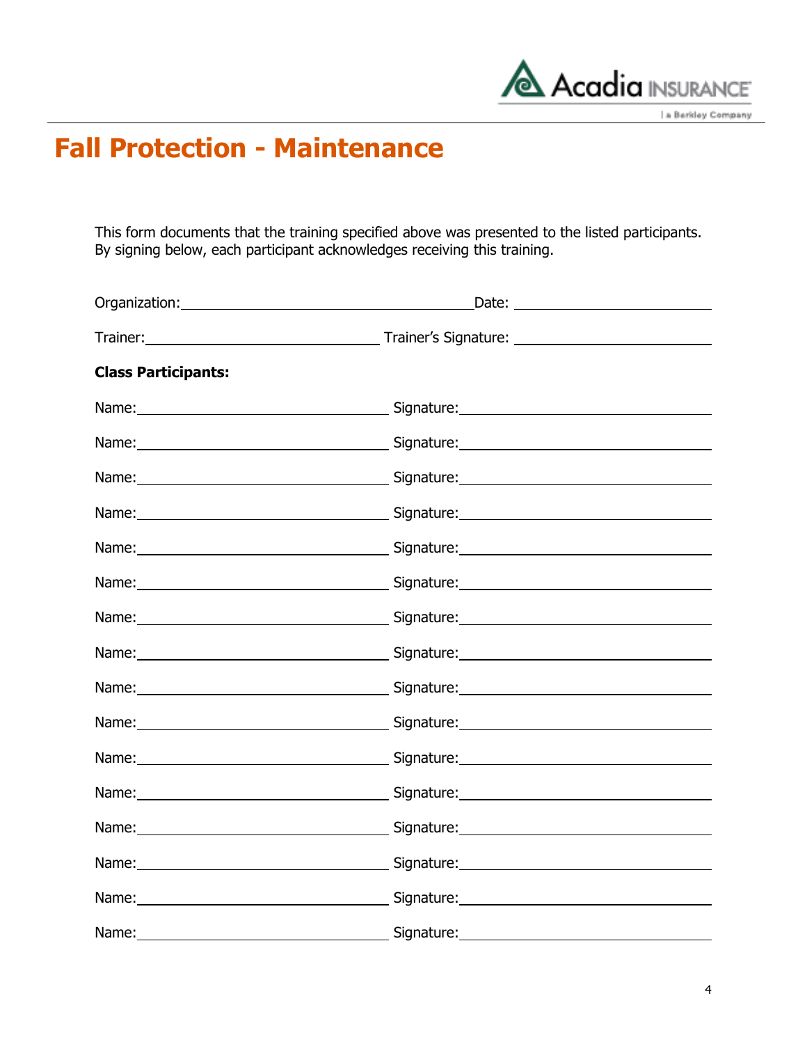Acadia INSURANCE | a Berkley Company

# Fall Protection - Maintenance

This form documents that the training specified above was presented to the listed participants. By signing below, each participant acknowledges receiving this training.

Organization:\_\_\_\_\_\_\_\_\_\_\_\_\_\_\_\_\_\_\_\_\_\_\_\_\_\_\_\_\_\_ Date: \_\_\_\_\_\_\_\_\_\_\_\_\_\_\_\_\_\_\_\_

Trainer:\_\_\_\_\_\_\_\_\_\_\_\_\_\_\_\_\_\_\_\_\_\_\_\_ Trainer's Signature: \_\_\_\_\_\_\_\_\_\_\_\_\_\_\_\_\_\_\_\_

**Class Participants:**

| | |
|---|---|
| Name: | Signature: |
| Name: | Signature: |
| Name: | Signature: |
| Name: | Signature: |
| Name: | Signature: |
| Name: | Signature: |
| Name: | Signature: |
| Name: | Signature: |
| Name: | Signature: |
| Name: | Signature: |
| Name: | Signature: |
| Name: | Signature: |
| Name: | Signature: |
| Name: | Signature: |
| Name: | Signature: |
| Name: | Signature: |